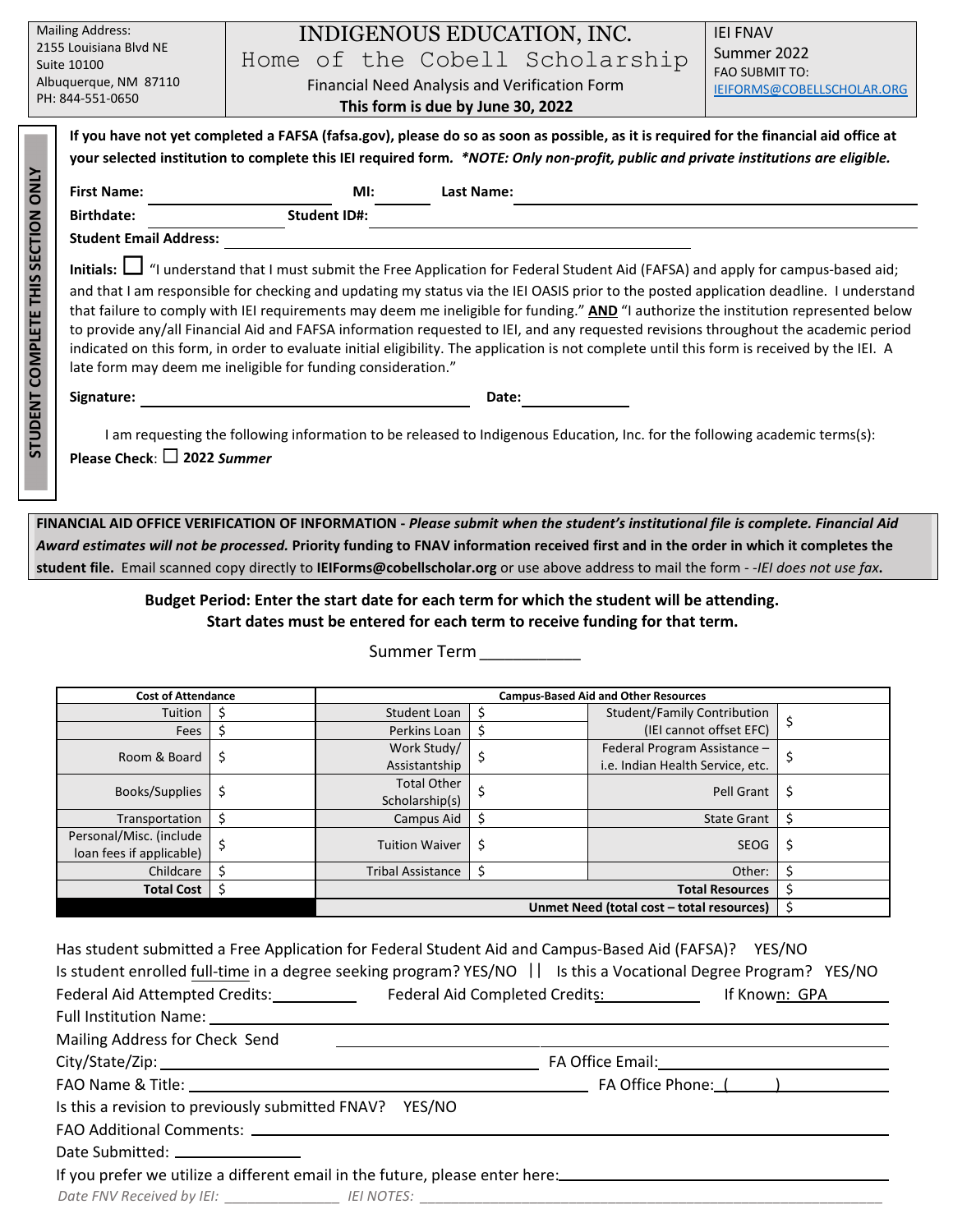Mailing Address:
2155 Louisiana Blvd NE
Suite 10100
Albuquerque, NM 87110
PH: 844-551-0650

# INDIGENOUS EDUCATION, INC.

## Home of the Cobell Scholarship

Financial Need Analysis and Verification Form

**This form is due by June 30, 2022**

IEI FNAV
Summer 2022
FAO SUBMIT TO:
IEIFORMS@COBELLSCHOLAR.ORG

**STUDENT COMPLETE THIS SECTION ONLY**

**If you have not yet completed a FAFSA (fafsa.gov), please do so as soon as possible, as it is required for the financial aid office at your selected institution to complete this IEI required form.** ***\*NOTE: Only non-profit, public and private institutions are eligible.***

**First Name:** ____________ **MI:** ______ **Last Name:** ____________________

**Birthdate:** ____________ **Student ID#:** ____________________

**Student Email Address:** ____________________

**Initials:** ☐ "I understand that I must submit the Free Application for Federal Student Aid (FAFSA) and apply for campus-based aid; and that I am responsible for checking and updating my status via the IEI OASIS prior to the posted application deadline. I understand that failure to comply with IEI requirements may deem me ineligible for funding." **AND** "I authorize the institution represented below to provide any/all Financial Aid and FAFSA information requested to IEI, and any requested revisions throughout the academic period indicated on this form, in order to evaluate initial eligibility. The application is not complete until this form is received by the IEI. A late form may deem me ineligible for funding consideration."

**Signature:** ______________________ **Date:** __________

I am requesting the following information to be released to Indigenous Education, Inc. for the following academic terms(s):

**Please Check**: ☐ **2022** ***Summer***

**FINANCIAL AID OFFICE VERIFICATION OF INFORMATION -** ***Please submit when the student's institutional file is complete. Financial Aid Award estimates will not be processed.*** **Priority funding to FNAV information received first and in the order in which it completes the student file.** Email scanned copy directly to **IEIForms@cobellscholar.org** or use above address to mail the form - -*IEI does not use fax*.

**Budget Period: Enter the start date for each term for which the student will be attending.**
**Start dates must be entered for each term to receive funding for that term.**

Summer Term ___________

| **Cost of Attendance** | | **Campus-Based Aid and Other Resources** | | | |
|---|---|---|---|---|---|
| Tuition | $ | Student Loan | $ | Student/Family Contribution (IEI cannot offset EFC) | $ |
| Fees | $ | Perkins Loan | $ | | |
| Room & Board | $ | Work Study/ Assistantship | $ | Federal Program Assistance – i.e. Indian Health Service, etc. | $ |
| Books/Supplies | $ | Total Other Scholarship(s) | $ | Pell Grant | $ |
| Transportation | $ | Campus Aid | $ | State Grant | $ |
| Personal/Misc. (include loan fees if applicable) | $ | Tuition Waiver | $ | SEOG | $ |
| Childcare | $ | Tribal Assistance | $ | Other: | $ |
| **Total Cost** | $ | | | **Total Resources** | $ |
| | | | | **Unmet Need (total cost – total resources)** | $ |

Has student submitted a Free Application for Federal Student Aid and Campus-Based Aid (FAFSA)? YES/NO

Is student enrolled full-time in a degree seeking program? YES/NO || Is this a Vocational Degree Program? YES/NO

Federal Aid Attempted Credits: ________ Federal Aid Completed Credits: ________ If Known: GPA ________

Full Institution Name: ____________________

Mailing Address for Check Send ____________________

City/State/Zip: ____________________ FA Office Email: ____________________

FAO Name & Title: ____________________ FA Office Phone: (      ) ____________

Is this a revision to previously submitted FNAV? YES/NO

FAO Additional Comments: ____________________

Date Submitted: ____________

If you prefer we utilize a different email in the future, please enter here: ____________________

*Date FNV Received by IEI: ____________ IEI NOTES: ____________________*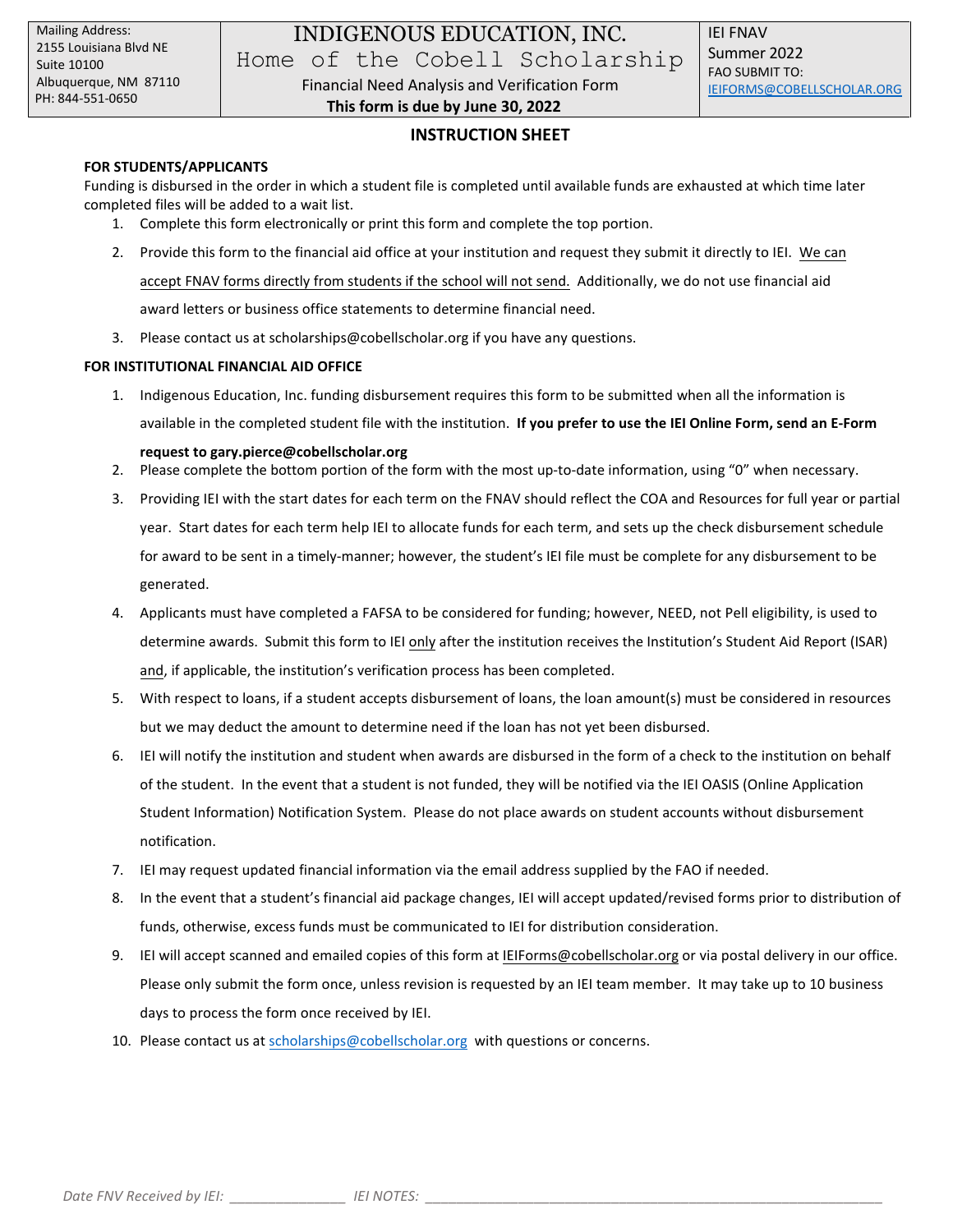| Mailing Address: 2155 Louisiana Blvd NE Suite 10100 Albuquerque, NM 87110 PH: 844-551-0650 | INDIGENOUS EDUCATION, INC. Home of the Cobell Scholarship Financial Need Analysis and Verification Form **This form is due by June 30, 2022** | IEI FNAV Summer 2022 FAO SUBMIT TO: IEIFORMS@COBELLSCHOLAR.ORG |
|---|---|---|

## INSTRUCTION SHEET

**FOR STUDENTS/APPLICANTS**

Funding is disbursed in the order in which a student file is completed until available funds are exhausted at which time later completed files will be added to a wait list.

1. Complete this form electronically or print this form and complete the top portion.
2. Provide this form to the financial aid office at your institution and request they submit it directly to IEI. We can accept FNAV forms directly from students if the school will not send. Additionally, we do not use financial aid award letters or business office statements to determine financial need.
3. Please contact us at scholarships@cobellscholar.org if you have any questions.

**FOR INSTITUTIONAL FINANCIAL AID OFFICE**

1. Indigenous Education, Inc. funding disbursement requires this form to be submitted when all the information is available in the completed student file with the institution. **If you prefer to use the IEI Online Form, send an E-Form request to gary.pierce@cobellscholar.org**
2. Please complete the bottom portion of the form with the most up-to-date information, using "0" when necessary.
3. Providing IEI with the start dates for each term on the FNAV should reflect the COA and Resources for full year or partial year. Start dates for each term help IEI to allocate funds for each term, and sets up the check disbursement schedule for award to be sent in a timely-manner; however, the student's IEI file must be complete for any disbursement to be generated.
4. Applicants must have completed a FAFSA to be considered for funding; however, NEED, not Pell eligibility, is used to determine awards. Submit this form to IEI only after the institution receives the Institution's Student Aid Report (ISAR) and, if applicable, the institution's verification process has been completed.
5. With respect to loans, if a student accepts disbursement of loans, the loan amount(s) must be considered in resources but we may deduct the amount to determine need if the loan has not yet been disbursed.
6. IEI will notify the institution and student when awards are disbursed in the form of a check to the institution on behalf of the student. In the event that a student is not funded, they will be notified via the IEI OASIS (Online Application Student Information) Notification System. Please do not place awards on student accounts without disbursement notification.
7. IEI may request updated financial information via the email address supplied by the FAO if needed.
8. In the event that a student's financial aid package changes, IEI will accept updated/revised forms prior to distribution of funds, otherwise, excess funds must be communicated to IEI for distribution consideration.
9. IEI will accept scanned and emailed copies of this form at IEIForms@cobellscholar.org or via postal delivery in our office. Please only submit the form once, unless revision is requested by an IEI team member. It may take up to 10 business days to process the form once received by IEI.
10. Please contact us at scholarships@cobellscholar.org with questions or concerns.

*Date FNV Received by IEI:* _______________ *IEI NOTES:* _______________________________________________